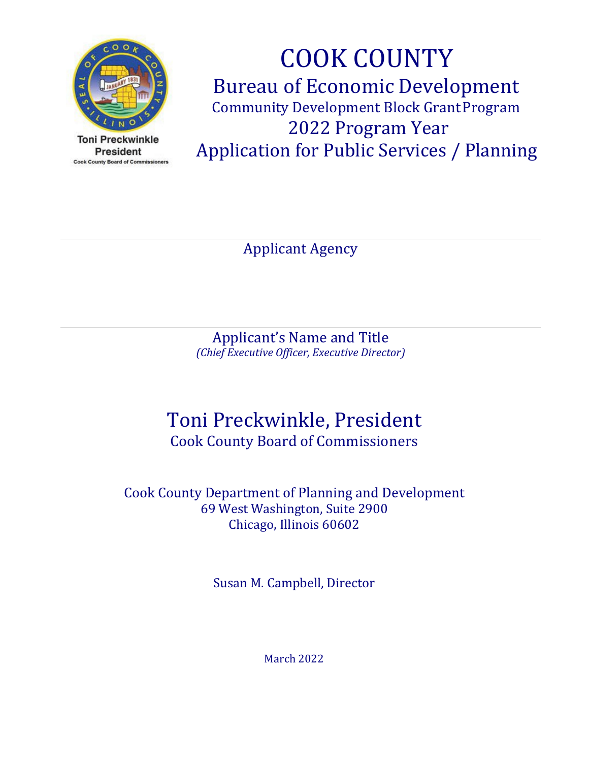Toni Preckwinkle
President
Cook County Board of Commissioners

# COOK COUNTY

## Bureau of Economic Development

### Community Development Block Grant Program

## 2022 Program Year

## Application for Public Services / Planning

---

Applicant Agency

---

Applicant's Name and Title
*(Chief Executive Officer, Executive Director)*

## Toni Preckwinkle, President

Cook County Board of Commissioners

Cook County Department of Planning and Development
69 West Washington, Suite 2900
Chicago, Illinois 60602

Susan M. Campbell, Director

March 2022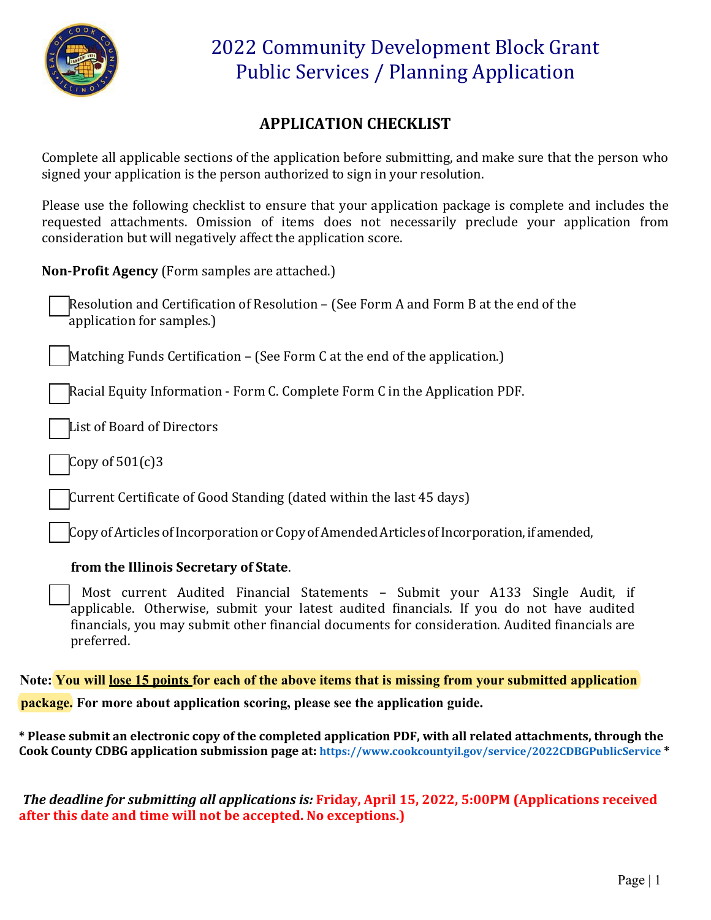# 2022 Community Development Block Grant Public Services / Planning Application

## APPLICATION CHECKLIST

Complete all applicable sections of the application before submitting, and make sure that the person who signed your application is the person authorized to sign in your resolution.

Please use the following checklist to ensure that your application package is complete and includes the requested attachments. Omission of items does not necessarily preclude your application from consideration but will negatively affect the application score.

**Non-Profit Agency** (Form samples are attached.)

- ☐ Resolution and Certification of Resolution – (See Form A and Form B at the end of the application for samples.)
- ☐ Matching Funds Certification – (See Form C at the end of the application.)
- ☐ Racial Equity Information - Form C. Complete Form C in the Application PDF.
- ☐ List of Board of Directors
- ☐ Copy of 501(c)3
- ☐ Current Certificate of Good Standing (dated within the last 45 days)
- ☐ Copy of Articles of Incorporation or Copy of Amended Articles of Incorporation, if amended, **from the Illinois Secretary of State**.
- ☐ Most current Audited Financial Statements – Submit your A133 Single Audit, if applicable. Otherwise, submit your latest audited financials. If you do not have audited financials, you may submit other financial documents for consideration. Audited financials are preferred.

**Note: You will lose 15 points for each of the above items that is missing from your submitted application package. For more about application scoring, please see the application guide.**

**\* Please submit an electronic copy of the completed application PDF, with all related attachments, through the Cook County CDBG application submission page at: https://www.cookcountyil.gov/service/2022CDBGPublicService \***

***The deadline for submitting all applications is:* Friday, April 15, 2022, 5:00PM (Applications received after this date and time will not be accepted. No exceptions.)**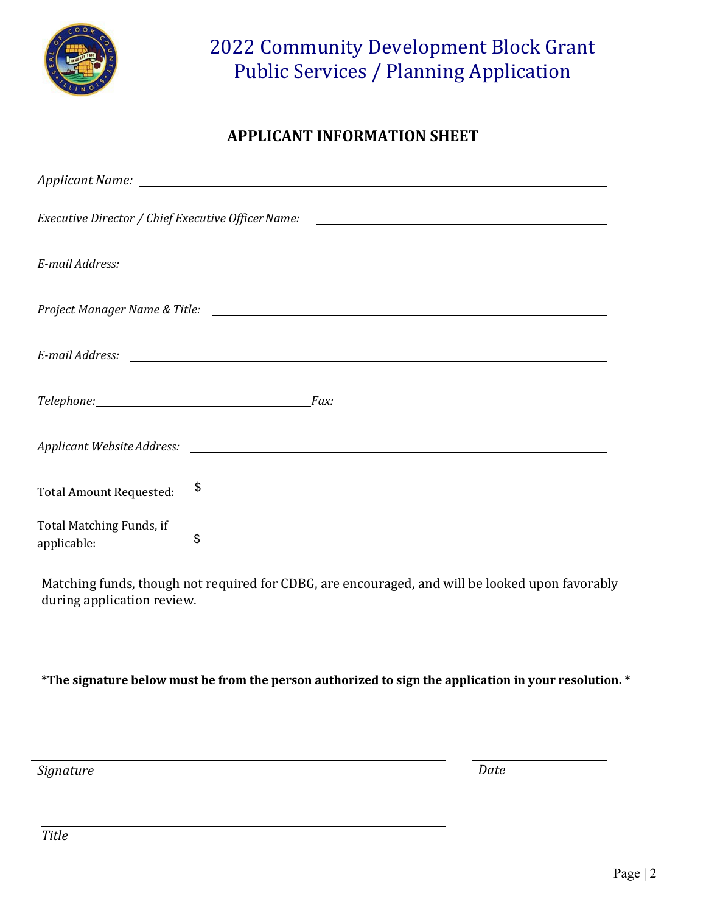# 2022 Community Development Block Grant
# Public Services / Planning Application

## APPLICANT INFORMATION SHEET

*Applicant Name:* ______________________________________________

*Executive Director / Chief Executive Officer Name:* ______________________________

*E-mail Address:* ______________________________________________

*Project Manager Name & Title:* ______________________________________

*E-mail Address:* ______________________________________________

*Telephone:* ______________________ *Fax:* ______________________

*Applicant Website Address:* ______________________________________

Total Amount Requested: $ ______________________________________

Total Matching Funds, if applicable: $ ______________________________________

Matching funds, though not required for CDBG, are encouraged, and will be looked upon favorably during application review.

**\*The signature below must be from the person authorized to sign the application in your resolution. \***

______________________________________ ______________

*Signature* *Date*

______________________________________

*Title*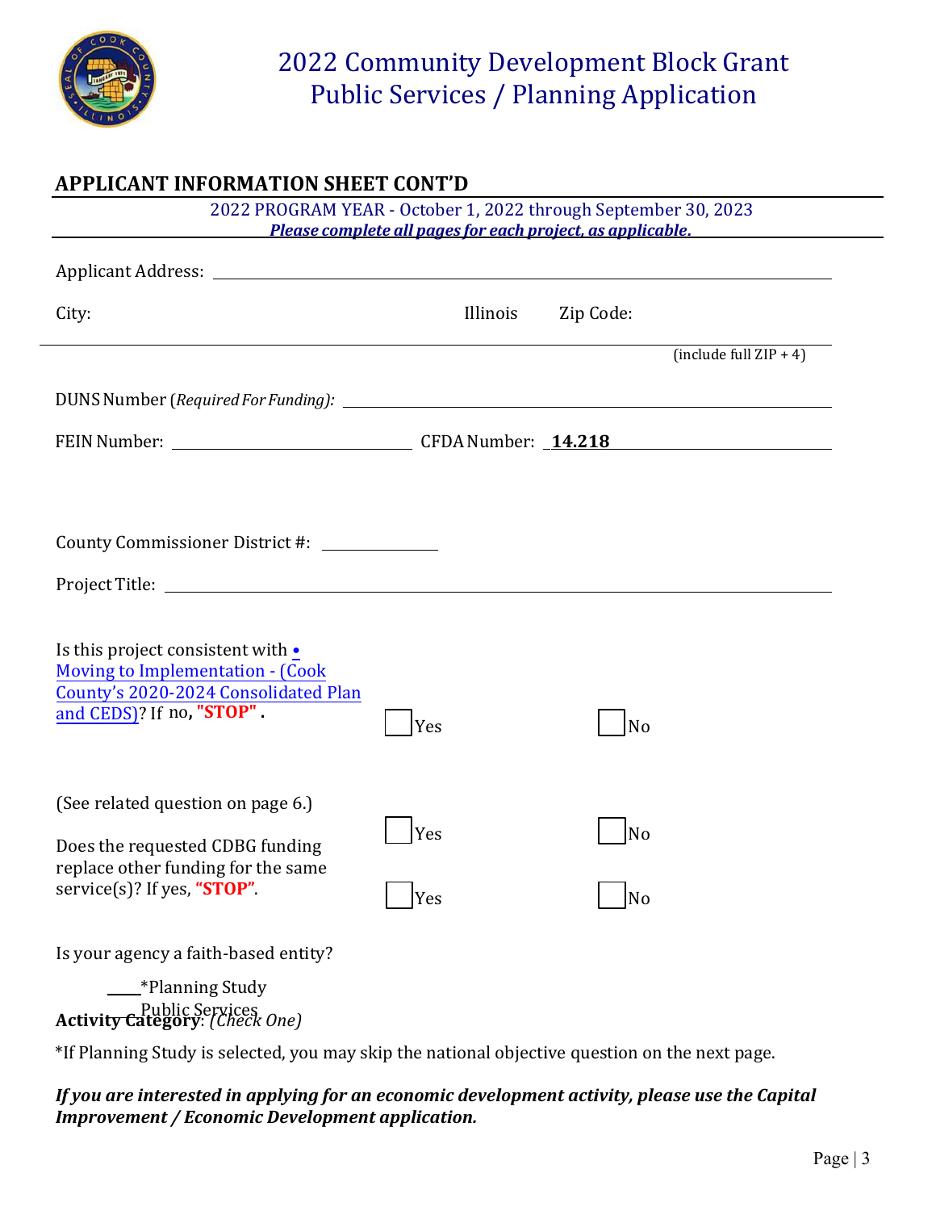# 2022 Community Development Block Grant Public Services / Planning Application

## APPLICANT INFORMATION SHEET CONT'D

2022 PROGRAM YEAR - October 1, 2022 through September 30, 2023

***Please complete all pages for each project, as applicable.***

Applicant Address: ______________________________

City: ______________ Illinois Zip Code: ______________

(include full ZIP + 4)

DUNS Number (*Required For Funding):* ______________________________

FEIN Number: ______________ CFDA Number: **14.218**

County Commissioner District #: __________

Project Title: ______________________________

Is this project consistent with • Moving to Implementation - (Cook County's 2020-2024 Consolidated Plan and CEDS)? If no, **"STOP"** . ☐ Yes ☐ No

(See related question on page 6.)

Does the requested CDBG funding replace other funding for the same service(s)? If yes, **"STOP"**. ☐ Yes ☐ No

Is your agency a faith-based entity? ☐ Yes ☐ No

**Activity Category**: *(Check One)*

____*Planning Study

____Public Services

*If Planning Study is selected, you may skip the national objective question on the next page.

***If you are interested in applying for an economic development activity, please use the Capital Improvement / Economic Development application.***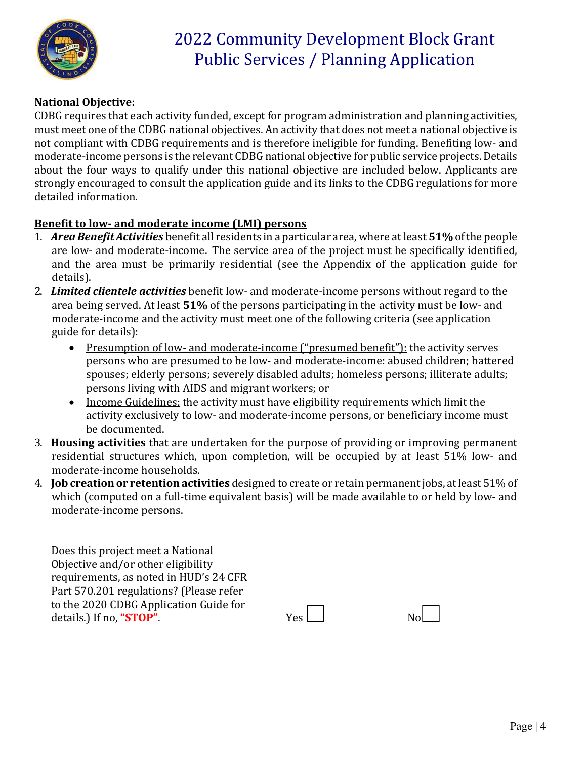# 2022 Community Development Block Grant Public Services / Planning Application

**National Objective:**
CDBG requires that each activity funded, except for program administration and planning activities, must meet one of the CDBG national objectives. An activity that does not meet a national objective is not compliant with CDBG requirements and is therefore ineligible for funding. Benefiting low- and moderate-income persons is the relevant CDBG national objective for public service projects. Details about the four ways to qualify under this national objective are included below. Applicants are strongly encouraged to consult the application guide and its links to the CDBG regulations for more detailed information.

<u>**Benefit to low- and moderate income (LMI) persons**</u>

1. ***Area Benefit Activities*** benefit all residents in a particular area, where at least **51%** of the people are low- and moderate-income. The service area of the project must be specifically identified, and the area must be primarily residential (see the Appendix of the application guide for details).
2. ***Limited clientele activities*** benefit low- and moderate-income persons without regard to the area being served. At least **51%** of the persons participating in the activity must be low- and moderate-income and the activity must meet one of the following criteria (see application guide for details):
   - <u>Presumption of low- and moderate-income ("presumed benefit"):</u> the activity serves persons who are presumed to be low- and moderate-income: abused children; battered spouses; elderly persons; severely disabled adults; homeless persons; illiterate adults; persons living with AIDS and migrant workers; or
   - <u>Income Guidelines:</u> the activity must have eligibility requirements which limit the activity exclusively to low- and moderate-income persons, or beneficiary income must be documented.
3. **Housing activities** that are undertaken for the purpose of providing or improving permanent residential structures which, upon completion, will be occupied by at least 51% low- and moderate-income households.
4. **Job creation or retention activities** designed to create or retain permanent jobs, at least 51% of which (computed on a full-time equivalent basis) will be made available to or held by low- and moderate-income persons.

Does this project meet a National Objective and/or other eligibility requirements, as noted in HUD's 24 CFR Part 570.201 regulations? (Please refer to the 2020 CDBG Application Guide for details.) If no, **"STOP"**. Yes ☐ No ☐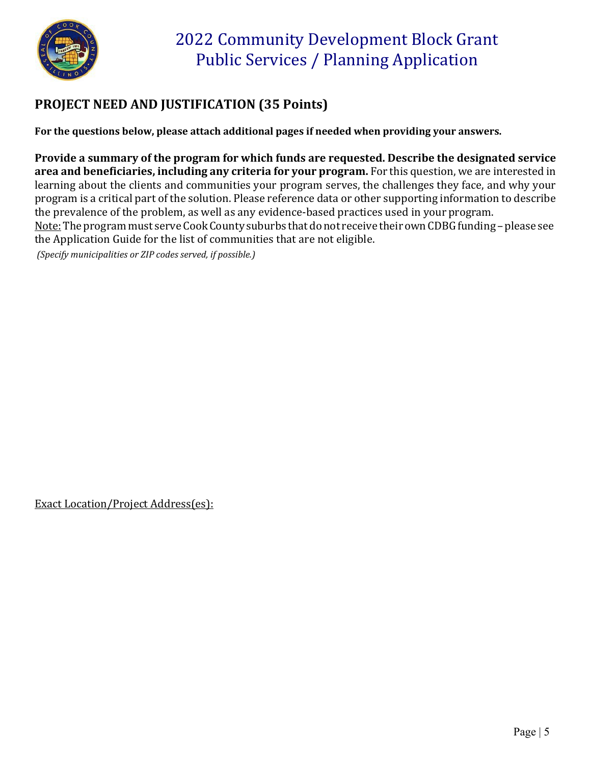2022 Community Development Block Grant
Public Services / Planning Application

## PROJECT NEED AND JUSTIFICATION (35 Points)

**For the questions below, please attach additional pages if needed when providing your answers.**

**Provide a summary of the program for which funds are requested. Describe the designated service area and beneficiaries, including any criteria for your program.** For this question, we are interested in learning about the clients and communities your program serves, the challenges they face, and why your program is a critical part of the solution. Please reference data or other supporting information to describe the prevalence of the problem, as well as any evidence-based practices used in your program.
Note: The program must serve Cook County suburbs that do not receive their own CDBG funding – please see the Application Guide for the list of communities that are not eligible.
*(Specify municipalities or ZIP codes served, if possible.)*

Exact Location/Project Address(es):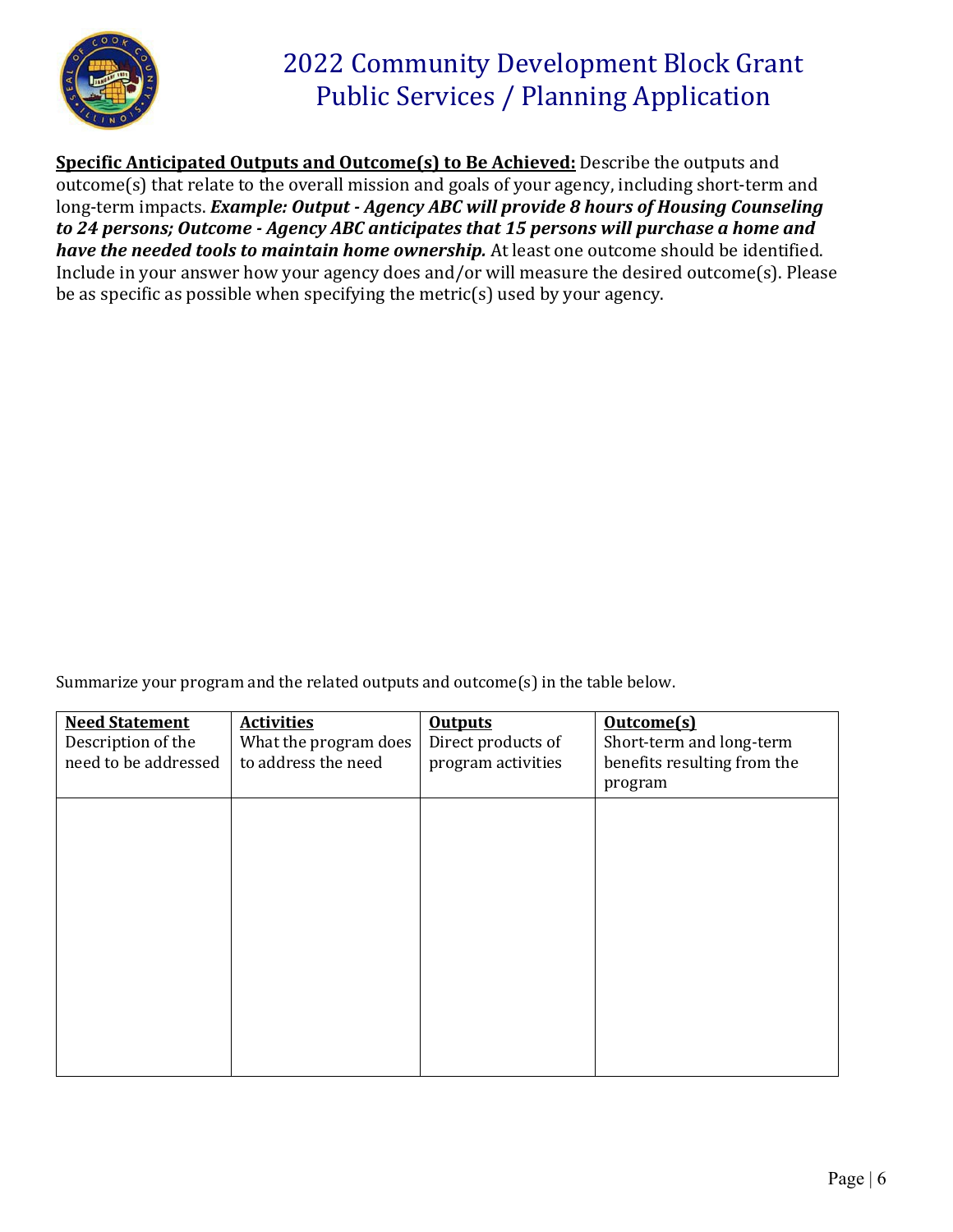# 2022 Community Development Block Grant Public Services / Planning Application

**Specific Anticipated Outputs and Outcome(s) to Be Achieved:** Describe the outputs and outcome(s) that relate to the overall mission and goals of your agency, including short-term and long-term impacts. ***Example: Output - Agency ABC will provide 8 hours of Housing Counseling to 24 persons; Outcome - Agency ABC anticipates that 15 persons will purchase a home and have the needed tools to maintain home ownership.*** At least one outcome should be identified. Include in your answer how your agency does and/or will measure the desired outcome(s). Please be as specific as possible when specifying the metric(s) used by your agency.

Summarize your program and the related outputs and outcome(s) in the table below.

| **Need Statement** Description of the need to be addressed | **Activities** What the program does to address the need | **Outputs** Direct products of program activities | **Outcome(s)** Short-term and long-term benefits resulting from the program |
|---|---|---|---|
| | | | |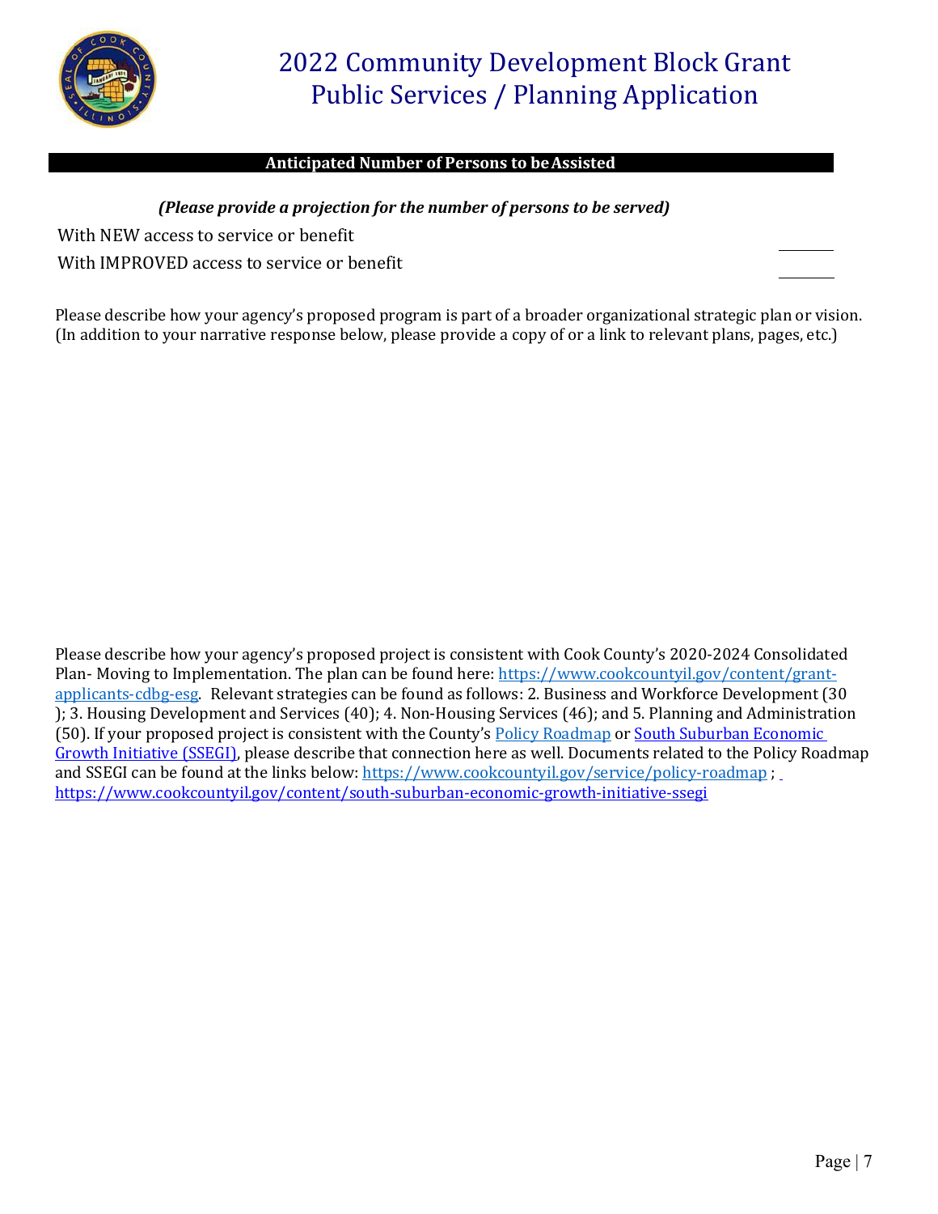# 2022 Community Development Block Grant Public Services / Planning Application

## Anticipated Number of Persons to be Assisted

***(Please provide a projection for the number of persons to be served)***

With NEW access to service or benefit \_\_\_\_\_\_

With IMPROVED access to service or benefit \_\_\_\_\_\_

Please describe how your agency's proposed program is part of a broader organizational strategic plan or vision. (In addition to your narrative response below, please provide a copy of or a link to relevant plans, pages, etc.)

Please describe how your agency's proposed project is consistent with Cook County's 2020-2024 Consolidated Plan- Moving to Implementation. The plan can be found here: https://www.cookcountyil.gov/content/grant-applicants-cdbg-esg. Relevant strategies can be found as follows: 2. Business and Workforce Development (30 ); 3. Housing Development and Services (40); 4. Non-Housing Services (46); and 5. Planning and Administration (50). If your proposed project is consistent with the County's Policy Roadmap or South Suburban Economic Growth Initiative (SSEGI), please describe that connection here as well. Documents related to the Policy Roadmap and SSEGI can be found at the links below: https://www.cookcountyil.gov/service/policy-roadmap ; https://www.cookcountyil.gov/content/south-suburban-economic-growth-initiative-ssegi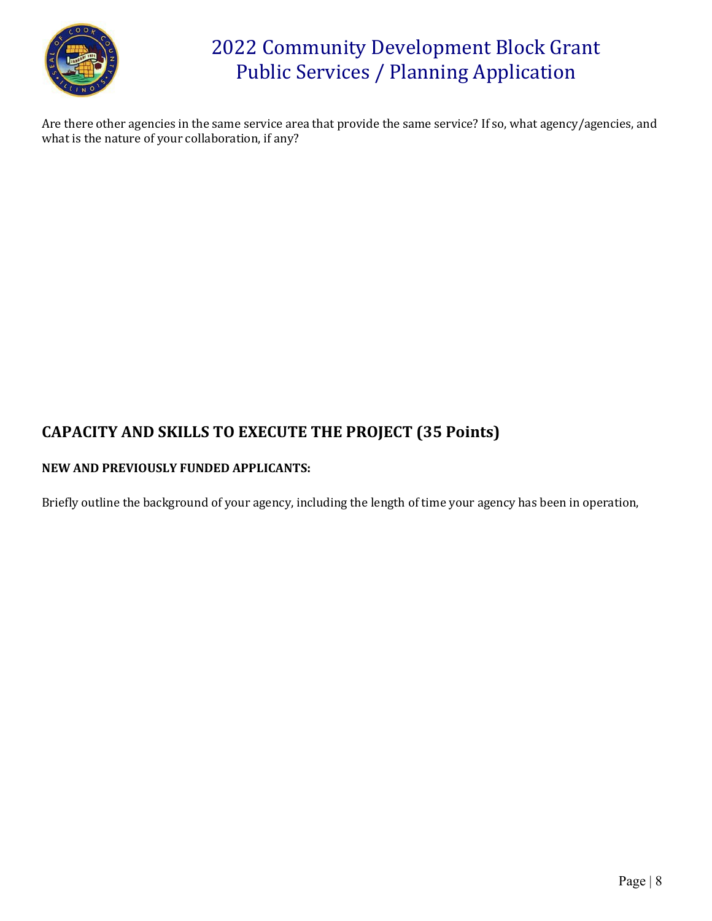Are there other agencies in the same service area that provide the same service? If so, what agency/agencies, and what is the nature of your collaboration, if any?

## CAPACITY AND SKILLS TO EXECUTE THE PROJECT (35 Points)

### NEW AND PREVIOUSLY FUNDED APPLICANTS:

Briefly outline the background of your agency, including the length of time your agency has been in operation,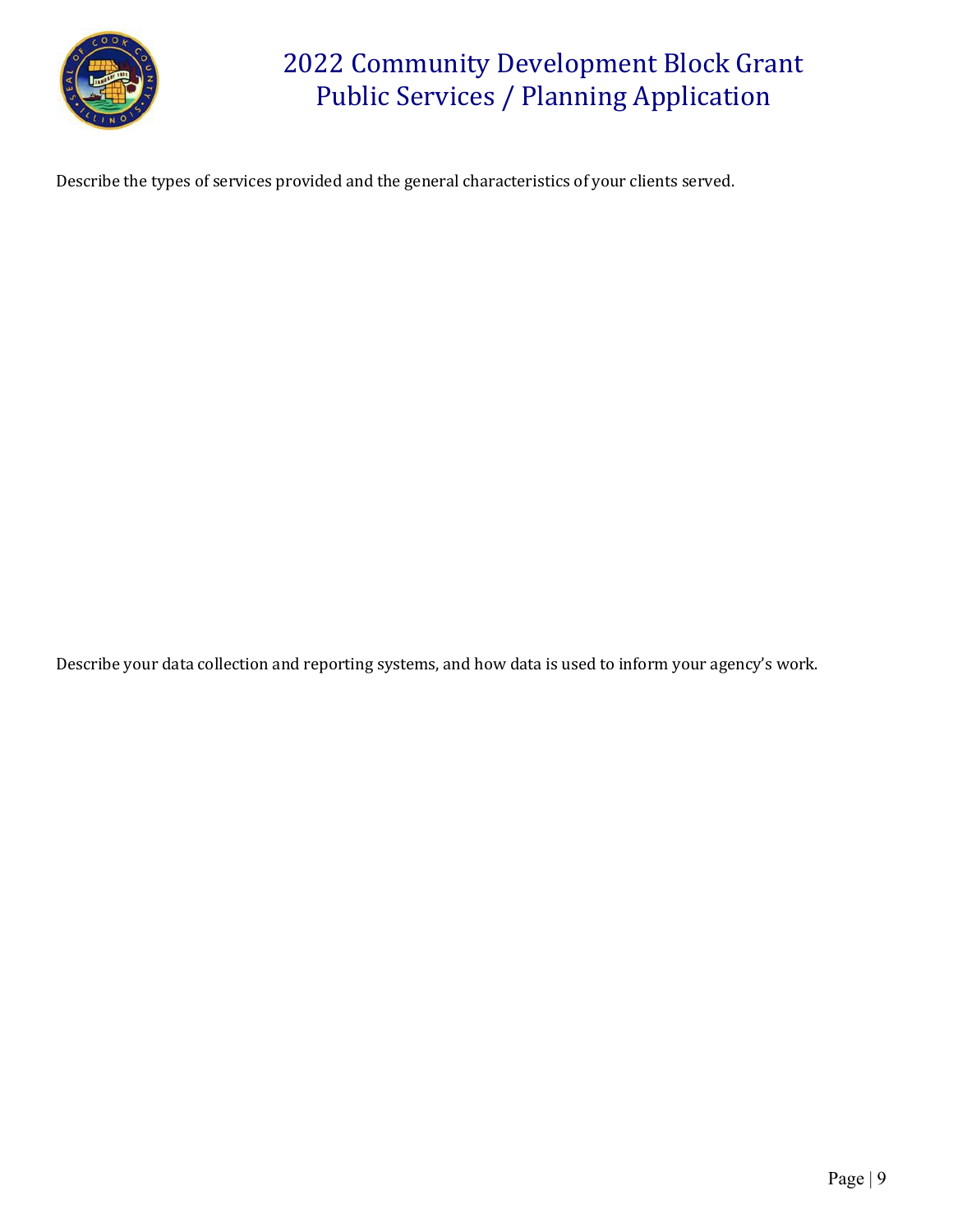Describe the types of services provided and the general characteristics of your clients served.

Describe your data collection and reporting systems, and how data is used to inform your agency's work.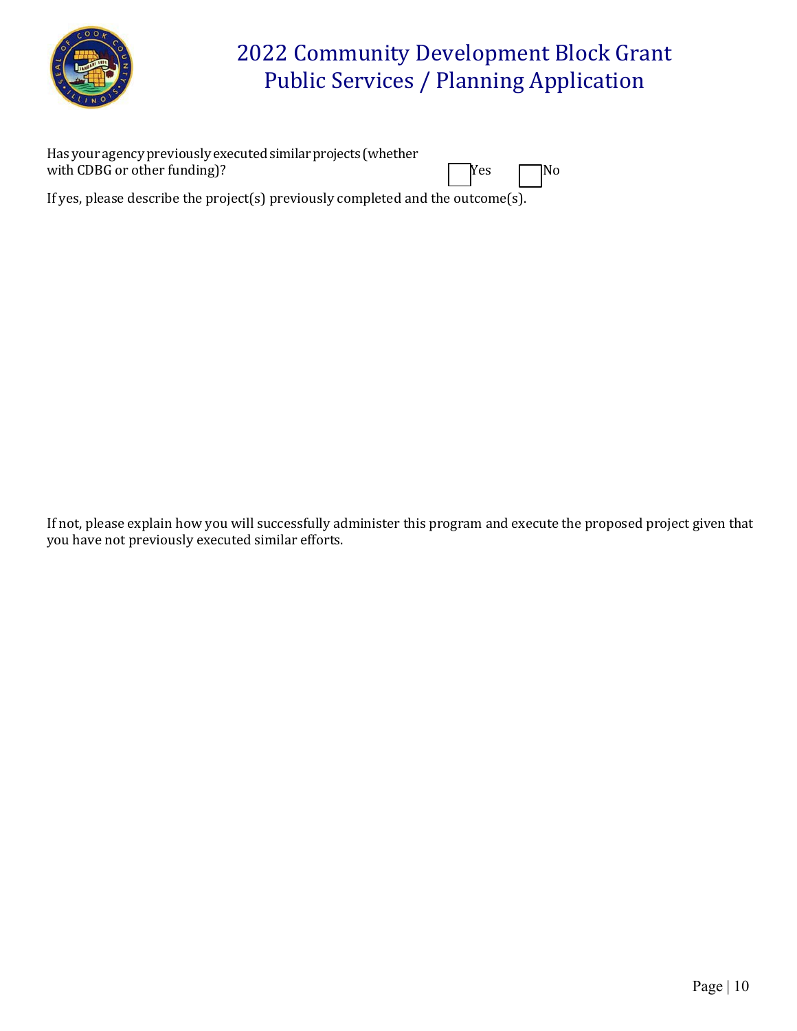Has your agency previously executed similar projects (whether with CDBG or other funding)? ☐ Yes ☐ No

If yes, please describe the project(s) previously completed and the outcome(s).

If not, please explain how you will successfully administer this program and execute the proposed project given that you have not previously executed similar efforts.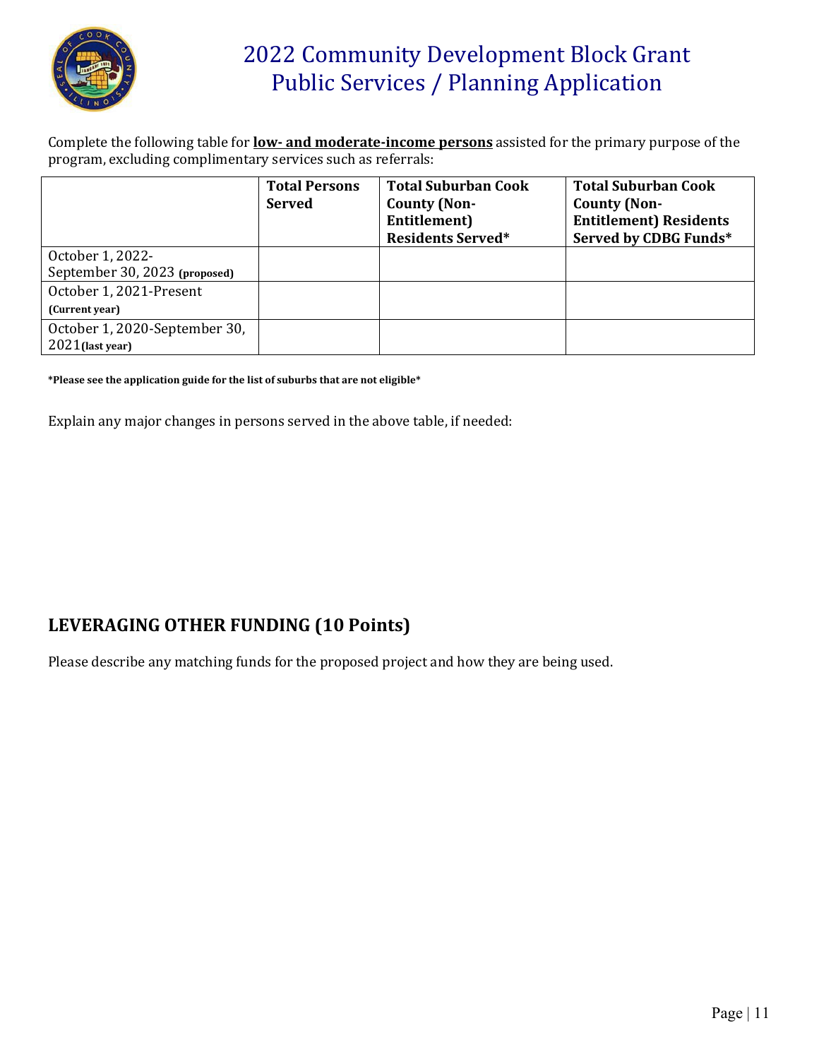# 2022 Community Development Block Grant Public Services / Planning Application

Complete the following table for **low- and moderate-income persons** assisted for the primary purpose of the program, excluding complimentary services such as referrals:

| | **Total Persons Served** | **Total Suburban Cook County (Non-Entitlement) Residents Served*** | **Total Suburban Cook County (Non-Entitlement) Residents Served by CDBG Funds*** |
|---|---|---|---|
| October 1, 2022-September 30, 2023 **(proposed)** | | | |
| October 1, 2021-Present **(Current year)** | | | |
| October 1, 2020-September 30, 2021 **(last year)** | | | |

***Please see the application guide for the list of suburbs that are not eligible***

Explain any major changes in persons served in the above table, if needed:

## LEVERAGING OTHER FUNDING (10 Points)

Please describe any matching funds for the proposed project and how they are being used.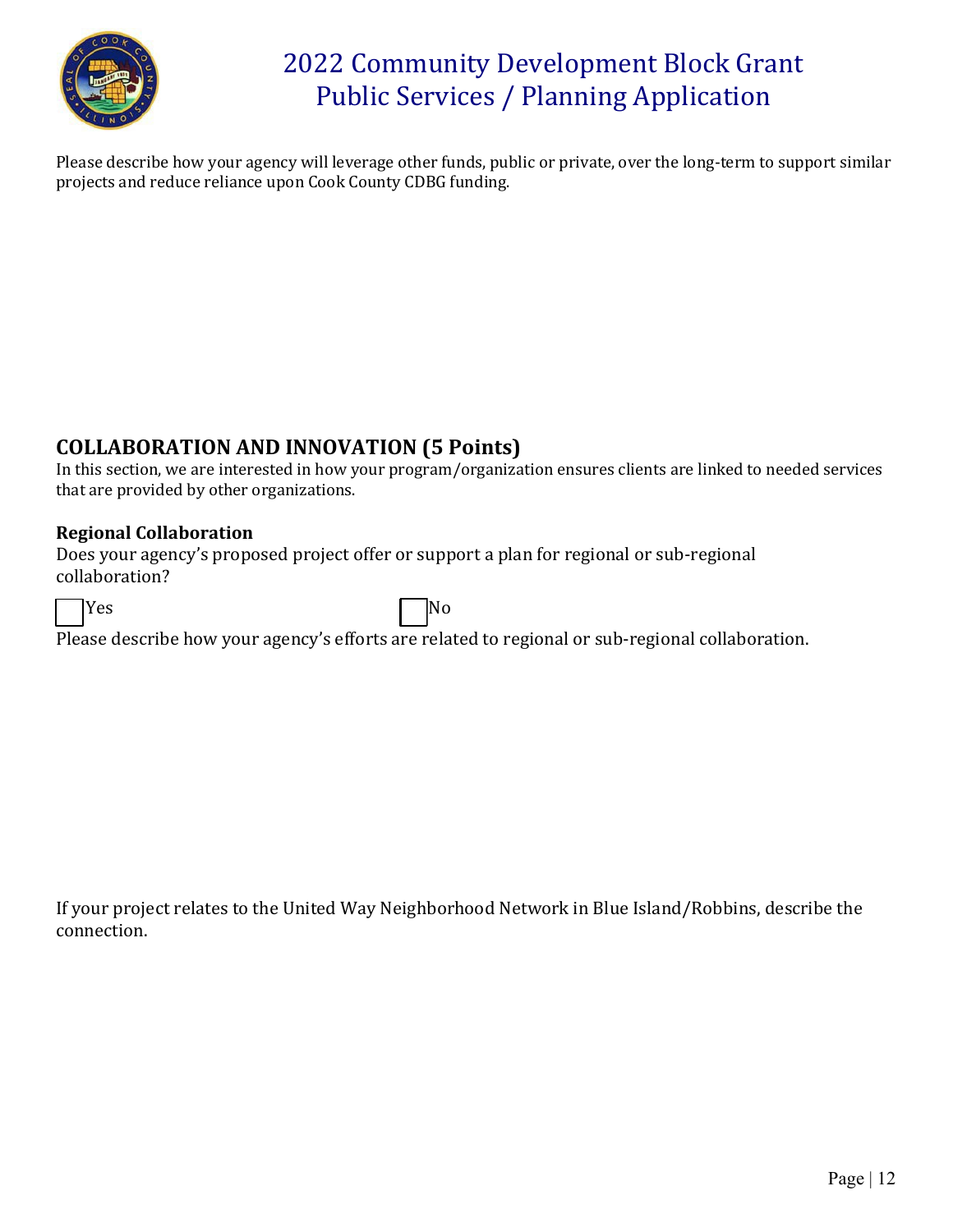Please describe how your agency will leverage other funds, public or private, over the long-term to support similar projects and reduce reliance upon Cook County CDBG funding.

## COLLABORATION AND INNOVATION (5 Points)

In this section, we are interested in how your program/organization ensures clients are linked to needed services that are provided by other organizations.

### Regional Collaboration

Does your agency's proposed project offer or support a plan for regional or sub-regional collaboration?

☐ Yes ☐ No

Please describe how your agency's efforts are related to regional or sub-regional collaboration.

If your project relates to the United Way Neighborhood Network in Blue Island/Robbins, describe the connection.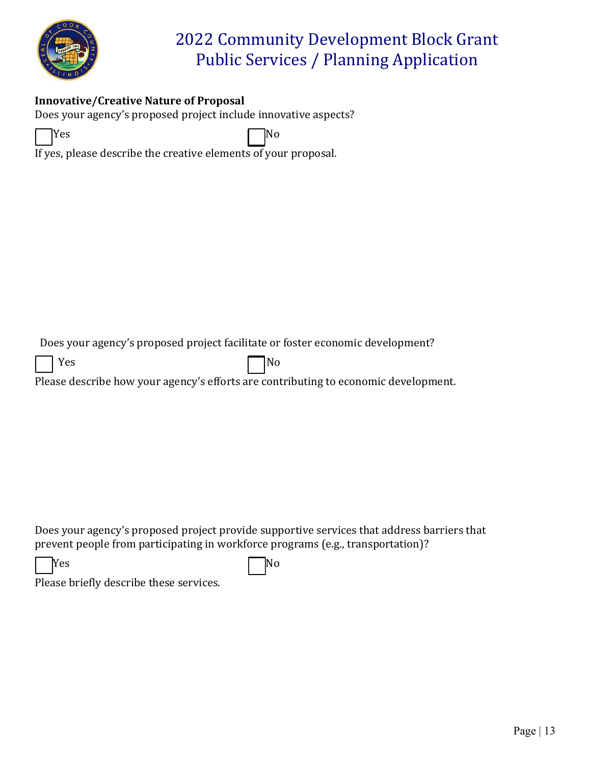# 2022 Community Development Block Grant Public Services / Planning Application

**Innovative/Creative Nature of Proposal**

Does your agency's proposed project include innovative aspects?

☐ Yes ☐ No

If yes, please describe the creative elements of your proposal.

Does your agency's proposed project facilitate or foster economic development?

☐ Yes ☐ No

Please describe how your agency's efforts are contributing to economic development.

Does your agency's proposed project provide supportive services that address barriers that prevent people from participating in workforce programs (e.g., transportation)?

☐ Yes ☐ No

Please briefly describe these services.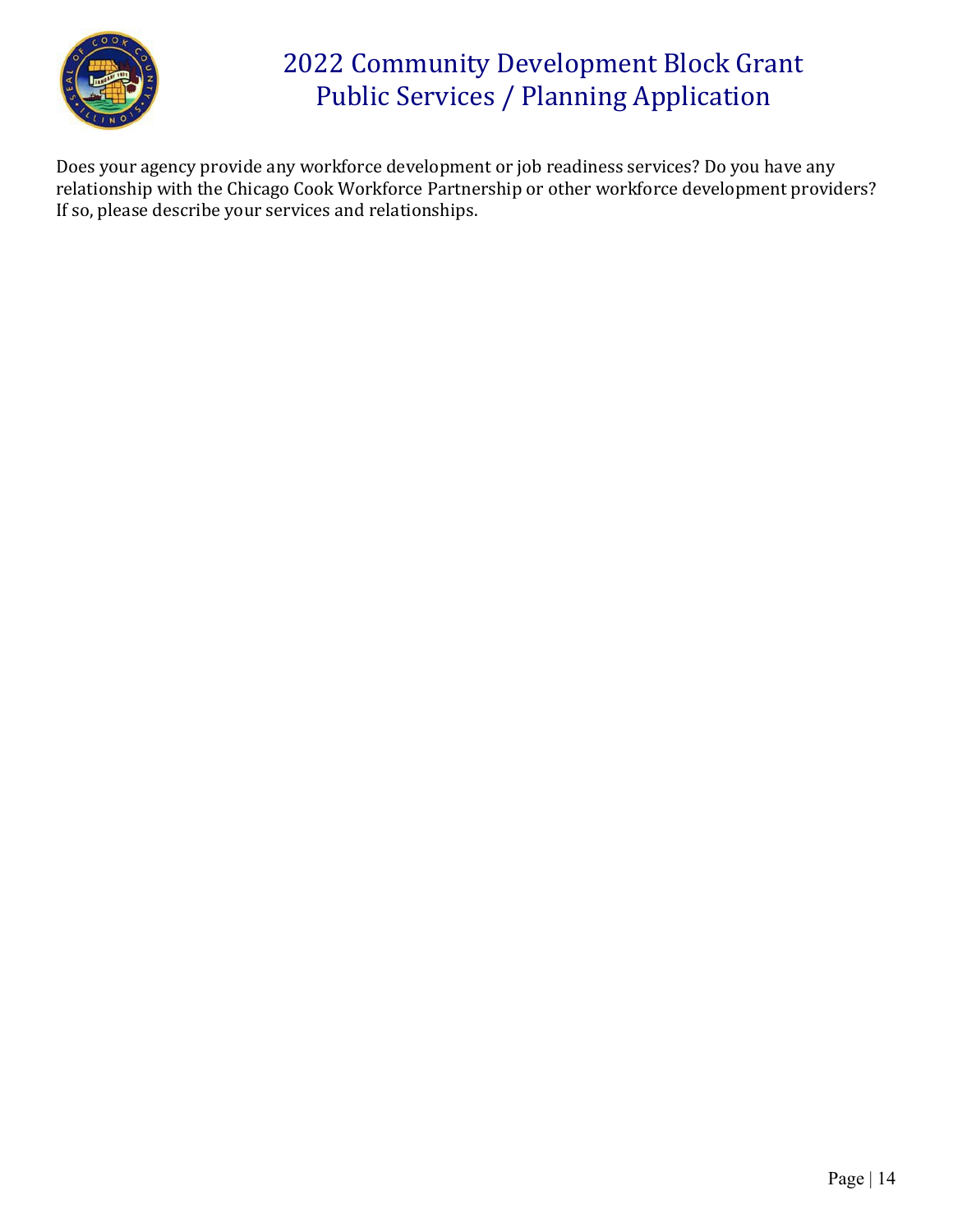Does your agency provide any workforce development or job readiness services? Do you have any relationship with the Chicago Cook Workforce Partnership or other workforce development providers? If so, please describe your services and relationships.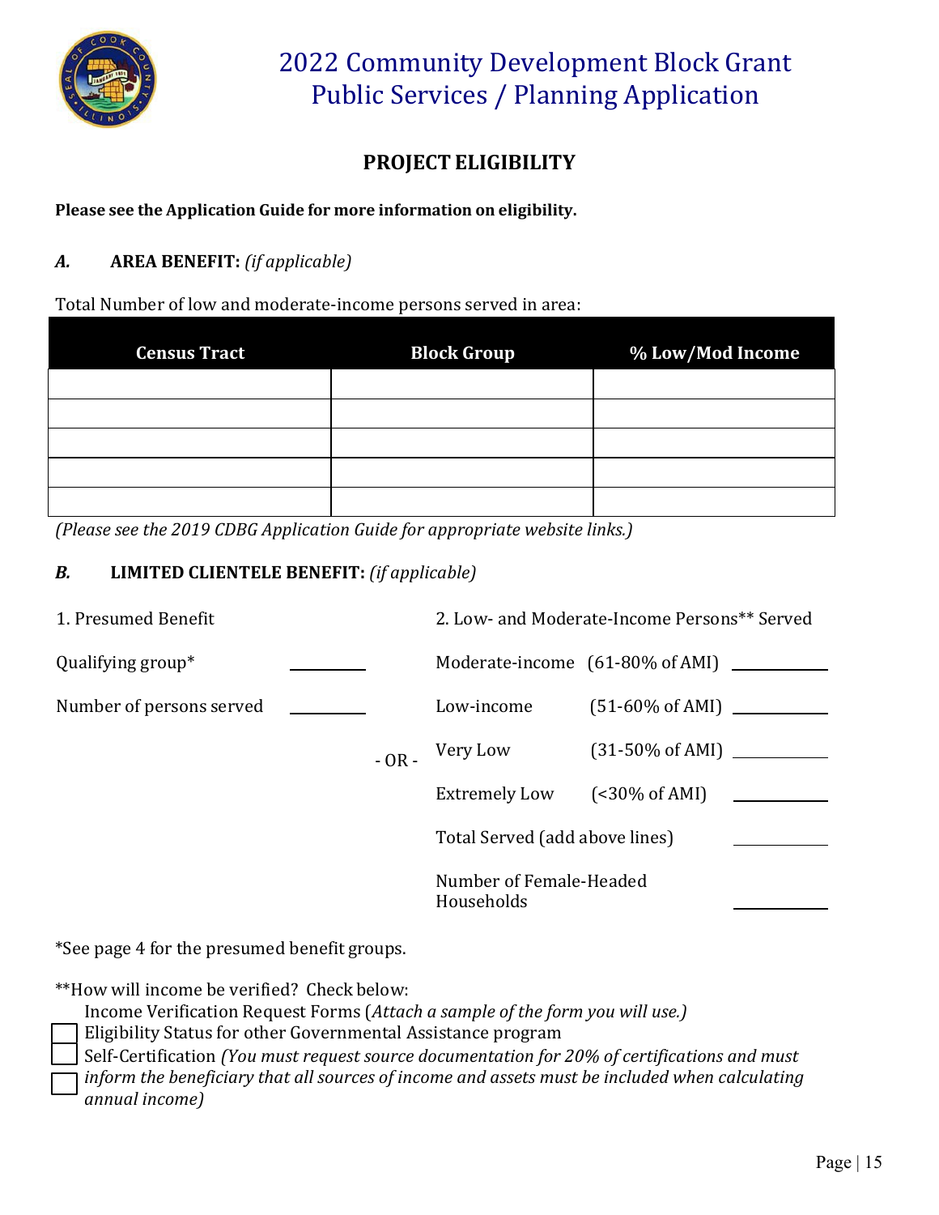# 2022 Community Development Block Grant Public Services / Planning Application

## PROJECT ELIGIBILITY

**Please see the Application Guide for more information on eligibility.**

### *A.* AREA BENEFIT: *(if applicable)*

Total Number of low and moderate-income persons served in area:

| Census Tract | Block Group | % Low/Mod Income |
|---|---|---|
| | | |
| | | |
| | | |
| | | |
| | | |

*(Please see the 2019 CDBG Application Guide for appropriate website links.)*

### *B.* LIMITED CLIENTELE BENEFIT: *(if applicable)*

1. Presumed Benefit

Qualifying group* ________

Number of persons served ________

\- OR -

2. Low- and Moderate-Income Persons** Served

Moderate-income (61-80% of AMI) __________

Low-income (51-60% of AMI) __________

Very Low (31-50% of AMI) __________

Extremely Low (<30% of AMI) __________

Total Served (add above lines) __________

Number of Female-Headed Households __________

*See page 4 for the presumed benefit groups.

**How will income be verified? Check below:

- ☐ Income Verification Request Forms (*Attach a sample of the form you will use.)*
- ☐ Eligibility Status for other Governmental Assistance program
- ☐ Self-Certification *(You must request source documentation for 20% of certifications and must inform the beneficiary that all sources of income and assets must be included when calculating annual income)*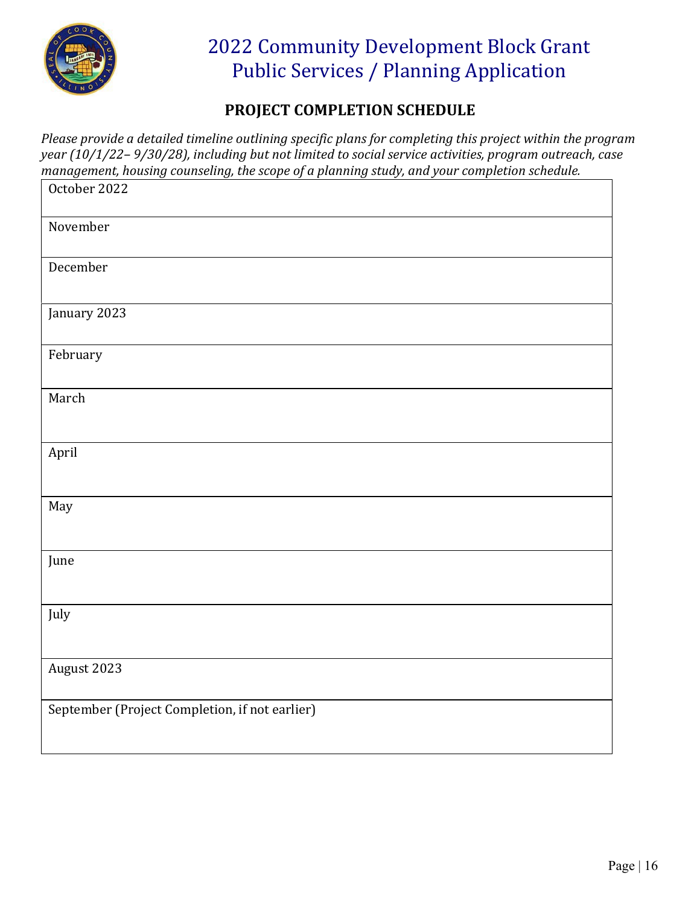# 2022 Community Development Block Grant Public Services / Planning Application

## PROJECT COMPLETION SCHEDULE

*Please provide a detailed timeline outlining specific plans for completing this project within the program year (10/1/22– 9/30/28), including but not limited to social service activities, program outreach, case management, housing counseling, the scope of a planning study, and your completion schedule.*

| October 2022 |
|---|
| November |
| December |
| January 2023 |
| February |
| March |
| April |
| May |
| June |
| July |
| August 2023 |
| September (Project Completion, if not earlier) |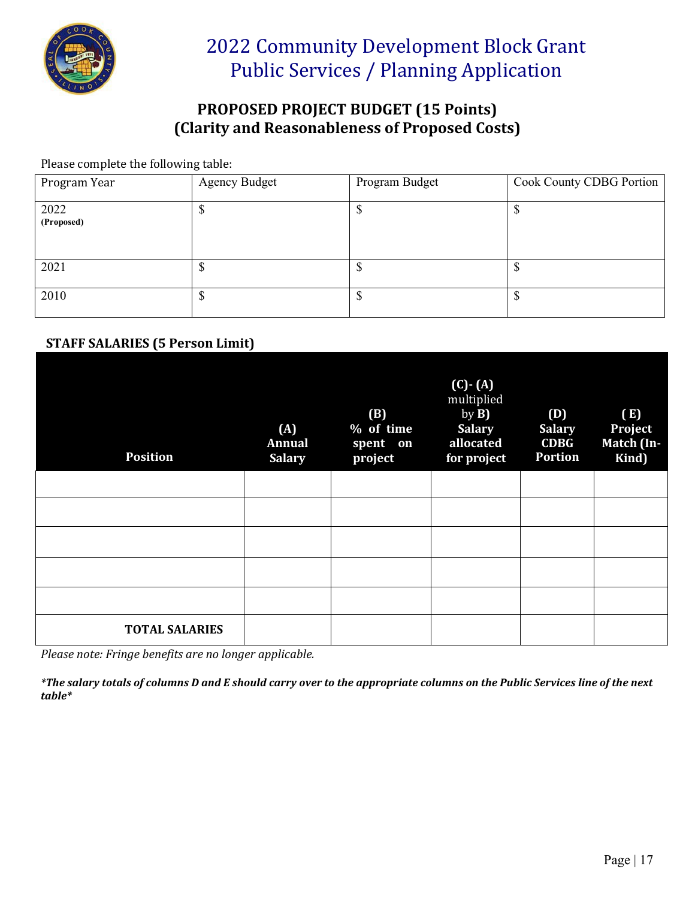# 2022 Community Development Block Grant Public Services / Planning Application

## PROPOSED PROJECT BUDGET (15 Points) (Clarity and Reasonableness of Proposed Costs)

Please complete the following table:

| Program Year | Agency Budget | Program Budget | Cook County CDBG Portion |
|---|---|---|---|
| 2022 **(Proposed)** | $ | $ | $ |
| 2021 | $ | $ | $ |
| 2010 | $ | $ | $ |

### STAFF SALARIES (5 Person Limit)

| Position | (A) Annual Salary | (B) % of time spent on project | (C)- (A) multiplied by B) Salary allocated for project | (D) Salary CDBG Portion | ( E) Project Match (In-Kind) |
|---|---|---|---|---|---|
| | | | | | |
| | | | | | |
| | | | | | |
| | | | | | |
| | | | | | |
| **TOTAL SALARIES** | | | | | |

*Please note: Fringe benefits are no longer applicable.*

***The salary totals of columns D and E should carry over to the appropriate columns on the Public Services line of the next table***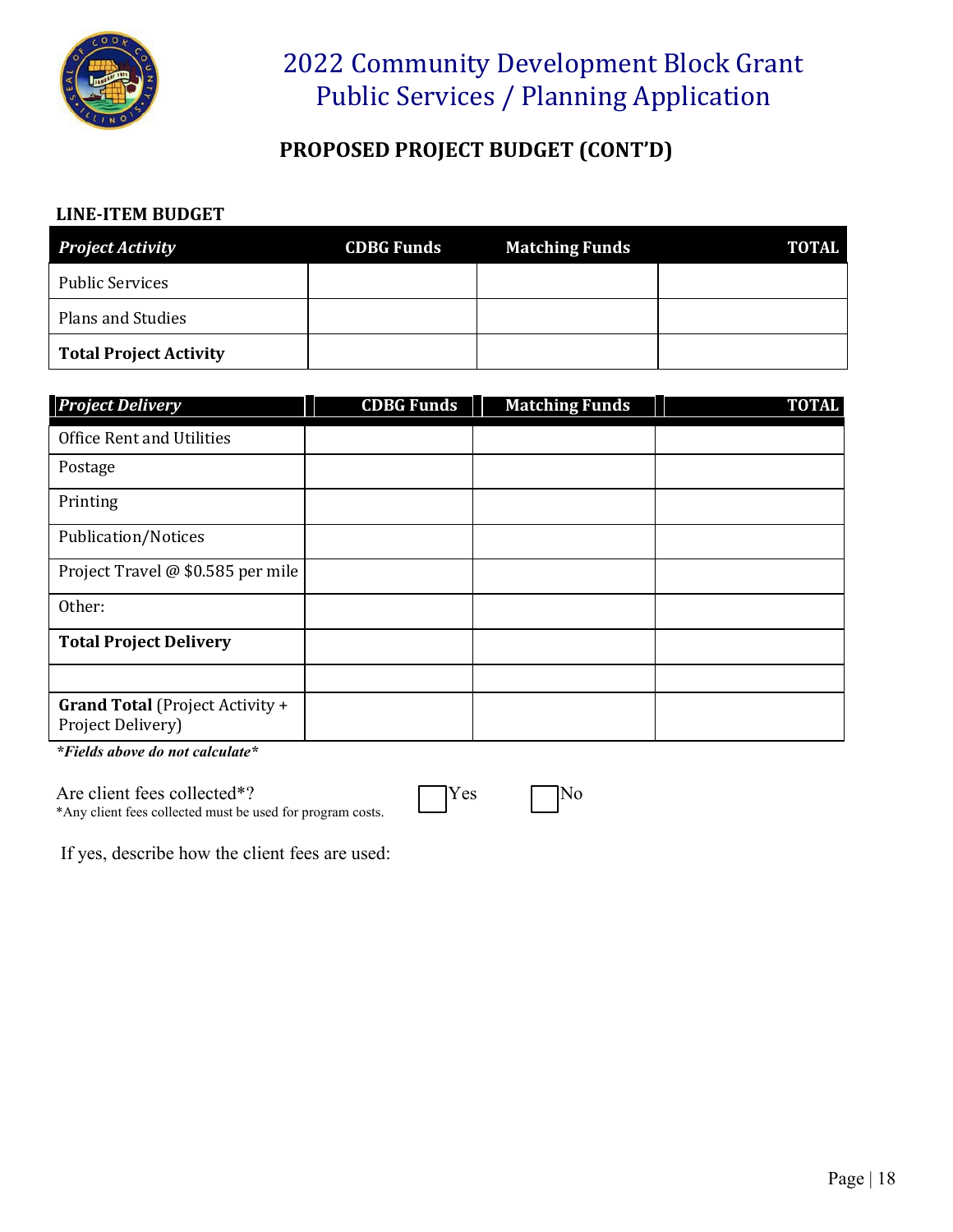# 2022 Community Development Block Grant Public Services / Planning Application

## PROPOSED PROJECT BUDGET (CONT'D)

**LINE-ITEM BUDGET**

| *Project Activity* | CDBG Funds | Matching Funds | TOTAL |
|---|---|---|---|
| Public Services | | | |
| Plans and Studies | | | |
| **Total Project Activity** | | | |

| *Project Delivery* | CDBG Funds | Matching Funds | TOTAL |
|---|---|---|---|
| Office Rent and Utilities | | | |
| Postage | | | |
| Printing | | | |
| Publication/Notices | | | |
| Project Travel @ $0.585 per mile | | | |
| Other: | | | |
| **Total Project Delivery** | | | |
| | | | |
| **Grand Total** (Project Activity + Project Delivery) | | | |

***Fields above do not calculate***

Are client fees collected*? ☐ Yes ☐ No

*Any client fees collected must be used for program costs.

If yes, describe how the client fees are used: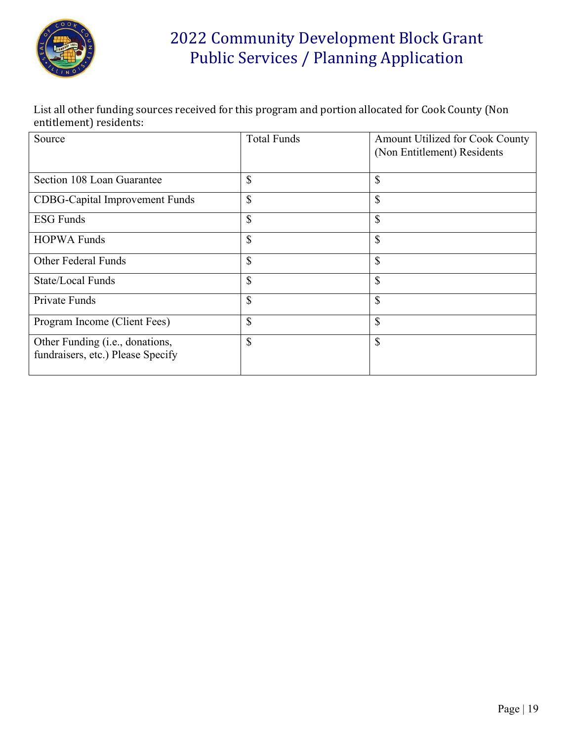# 2022 Community Development Block Grant
## Public Services / Planning Application

List all other funding sources received for this program and portion allocated for Cook County (Non entitlement) residents:

| Source | Total Funds | Amount Utilized for Cook County (Non Entitlement) Residents |
|---|---|---|
| Section 108 Loan Guarantee | $ | $ |
| CDBG-Capital Improvement Funds | $ | $ |
| ESG Funds | $ | $ |
| HOPWA Funds | $ | $ |
| Other Federal Funds | $ | $ |
| State/Local Funds | $ | $ |
| Private Funds | $ | $ |
| Program Income (Client Fees) | $ | $ |
| Other Funding (i.e., donations, fundraisers, etc.) Please Specify | $ | $ |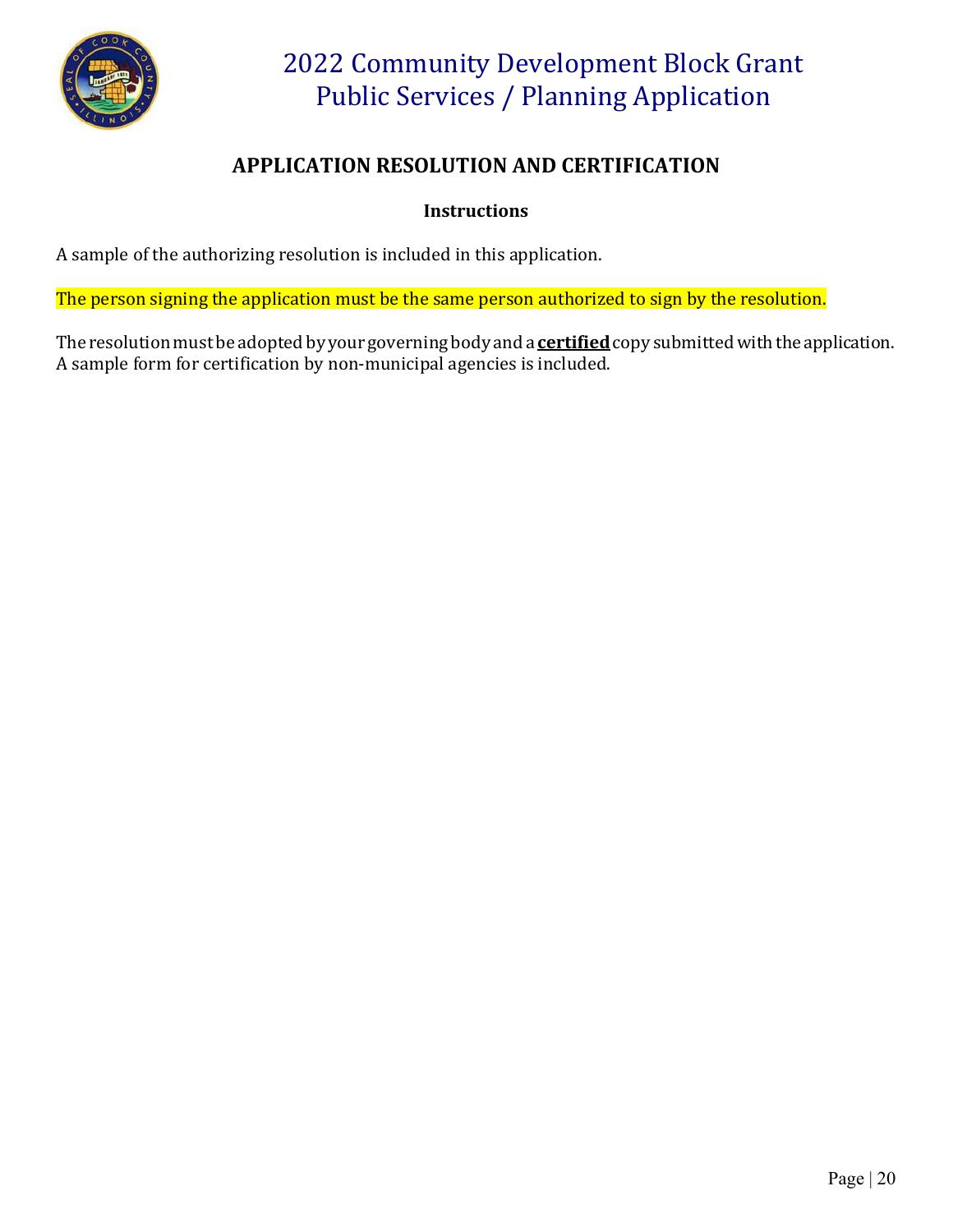# APPLICATION RESOLUTION AND CERTIFICATION

### Instructions

A sample of the authorizing resolution is included in this application.

The person signing the application must be the same person authorized to sign by the resolution.

The resolution must be adopted by your governing body and a **certified** copy submitted with the application. A sample form for certification by non-municipal agencies is included.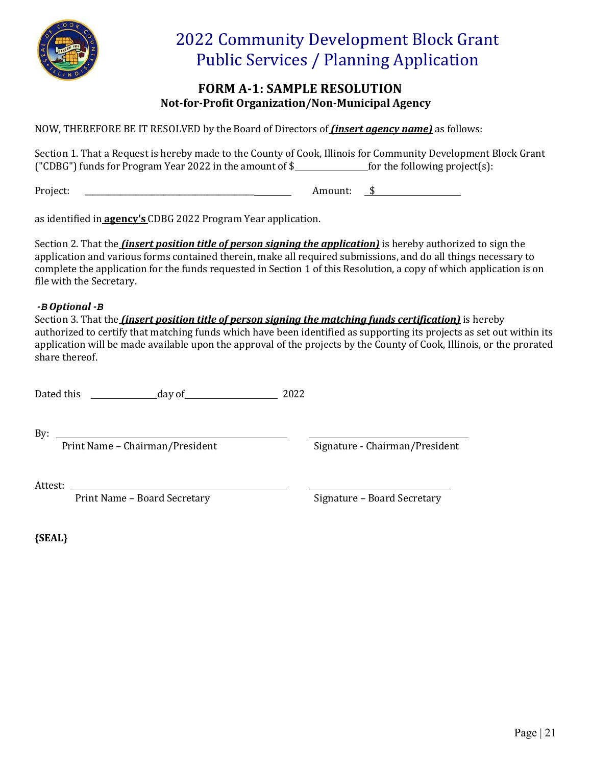# 2022 Community Development Block Grant Public Services / Planning Application

## FORM A-1: SAMPLE RESOLUTION

### Not-for-Profit Organization/Non-Municipal Agency

NOW, THEREFORE BE IT RESOLVED by the Board of Directors of ***(insert agency name)*** as follows:

Section 1. That a Request is hereby made to the County of Cook, Illinois for Community Development Block Grant ("CDBG") funds for Program Year 2022 in the amount of $\_\_\_\_\_\_\_\_\_\_\_\_\_\_\_ for the following project(s):

Project: \_\_\_\_\_\_\_\_\_\_\_\_\_\_\_\_\_\_\_\_\_\_\_\_\_\_\_\_\_\_\_\_\_\_\_\_\_\_\_\_\_\_\_\_ Amount: $\_\_\_\_\_\_\_\_\_\_\_\_\_\_\_\_\_\_

as identified in **agency's** CDBG 2022 Program Year application.

Section 2. That the ***(insert position title of person signing the application)*** is hereby authorized to sign the application and various forms contained therein, make all required submissions, and do all things necessary to complete the application for the funds requested in Section 1 of this Resolution, a copy of which application is on file with the Secretary.

***-B Optional -B***

Section 3. That the ***(insert position title of person signing the matching funds certification)*** is hereby authorized to certify that matching funds which have been identified as supporting its projects as set out within its application will be made available upon the approval of the projects by the County of Cook, Illinois, or the prorated share thereof.

Dated this \_\_\_\_\_\_\_\_\_\_\_\_ day of \_\_\_\_\_\_\_\_\_\_\_\_\_\_\_\_\_\_ 2022

By: \_\_\_\_\_\_\_\_\_\_\_\_\_\_\_\_\_\_\_\_\_\_\_\_\_\_\_\_\_\_\_\_\_\_\_\_\_\_ \_\_\_\_\_\_\_\_\_\_\_\_\_\_\_\_\_\_\_\_\_\_\_\_\_\_\_\_\_\_

Print Name – Chairman/President Signature - Chairman/President

Attest: \_\_\_\_\_\_\_\_\_\_\_\_\_\_\_\_\_\_\_\_\_\_\_\_\_\_\_\_\_\_\_\_\_\_\_\_\_\_ \_\_\_\_\_\_\_\_\_\_\_\_\_\_\_\_\_\_\_\_\_\_\_\_\_\_\_\_\_\_

Print Name – Board Secretary Signature – Board Secretary

**{SEAL}**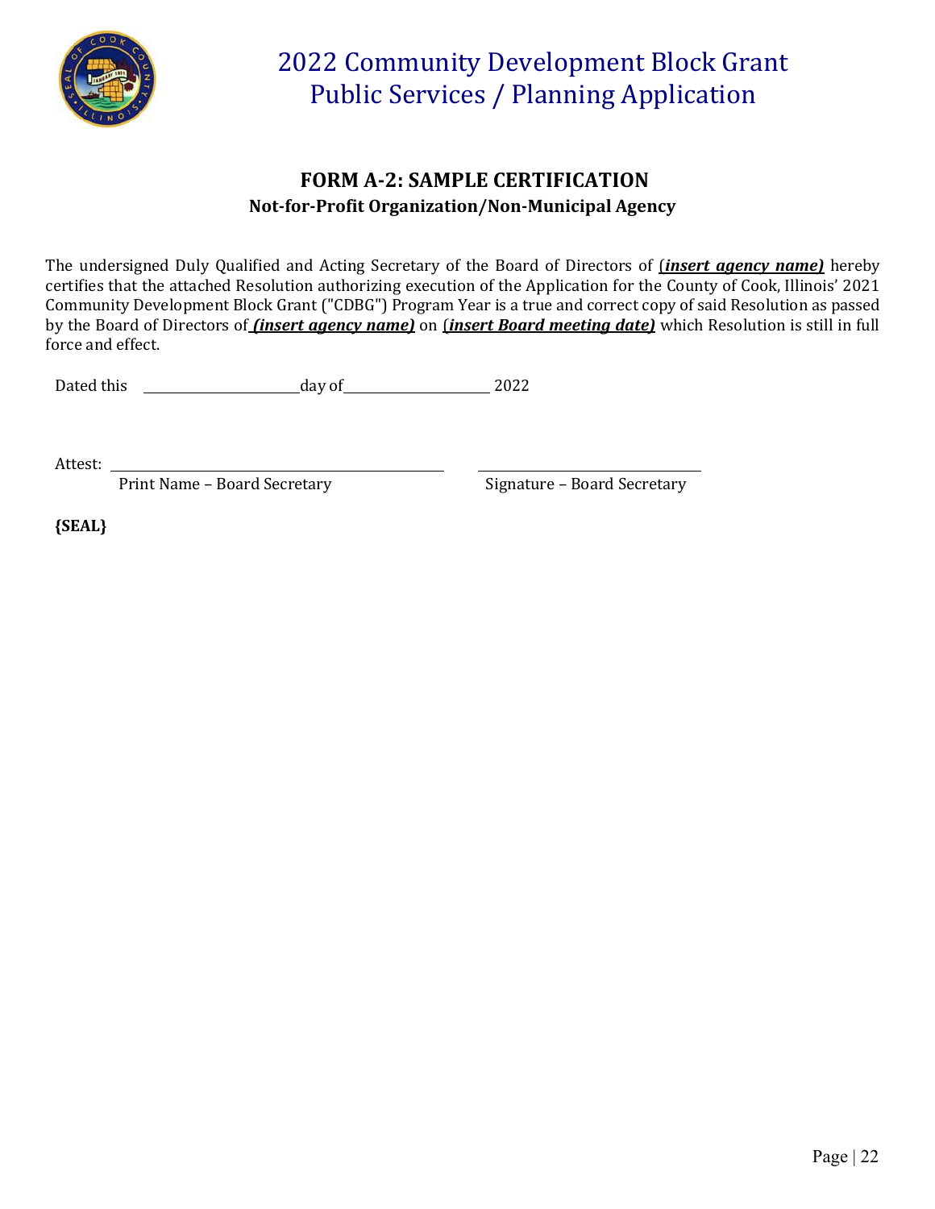# 2022 Community Development Block Grant
# Public Services / Planning Application

## FORM A-2: SAMPLE CERTIFICATION
### Not-for-Profit Organization/Non-Municipal Agency

The undersigned Duly Qualified and Acting Secretary of the Board of Directors of (***insert agency name)*** hereby certifies that the attached Resolution authorizing execution of the Application for the County of Cook, Illinois' 2021 Community Development Block Grant ("CDBG") Program Year is a true and correct copy of said Resolution as passed by the Board of Directors of ***(insert agency name)*** on (***insert Board meeting date)*** which Resolution is still in full force and effect.

Dated this \_\_\_\_\_\_\_\_\_\_\_\_\_\_\_\_\_\_\_\_day of\_\_\_\_\_\_\_\_\_\_\_\_\_\_\_\_\_\_\_\_ 2022

Attest: \_\_\_\_\_\_\_\_\_\_\_\_\_\_\_\_\_\_\_\_\_\_\_\_\_\_\_\_\_\_\_\_\_\_\_\_\_\_\_\_ \_\_\_\_\_\_\_\_\_\_\_\_\_\_\_\_\_\_\_\_\_\_\_\_\_\_\_\_\_\_

Print Name – Board Secretary Signature – Board Secretary

**{SEAL}**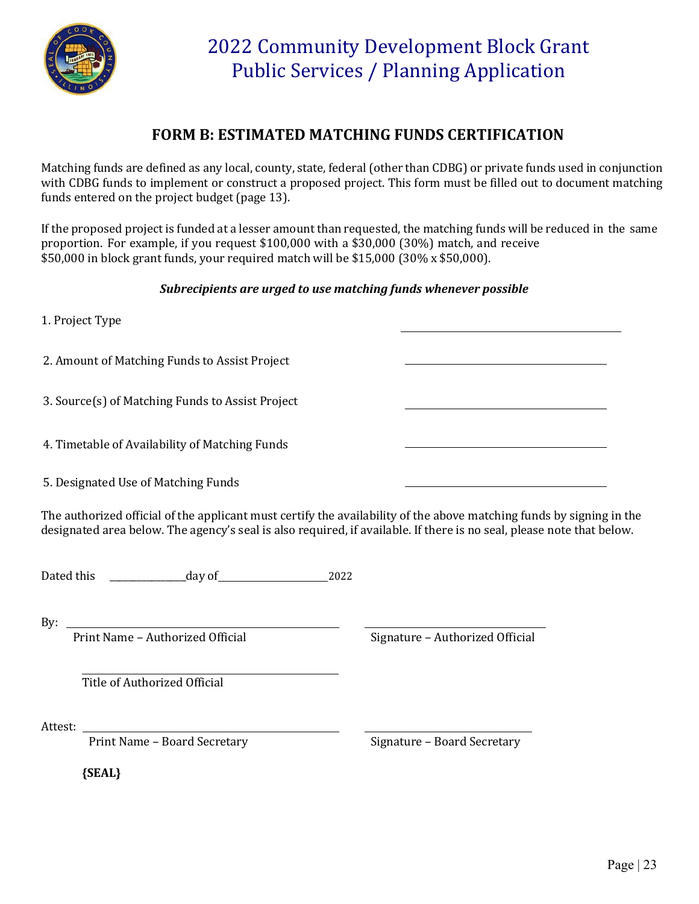# 2022 Community Development Block Grant Public Services / Planning Application

## FORM B: ESTIMATED MATCHING FUNDS CERTIFICATION

Matching funds are defined as any local, county, state, federal (other than CDBG) or private funds used in conjunction with CDBG funds to implement or construct a proposed project. This form must be filled out to document matching funds entered on the project budget (page 13).

If the proposed project is funded at a lesser amount than requested, the matching funds will be reduced in the same proportion. For example, if you request $100,000 with a $30,000 (30%) match, and receive $50,000 in block grant funds, your required match will be $15,000 (30% x $50,000).

***Subrecipients are urged to use matching funds whenever possible***

1. Project Type ______________________________

2. Amount of Matching Funds to Assist Project ______________________________

3. Source(s) of Matching Funds to Assist Project ______________________________

4. Timetable of Availability of Matching Funds ______________________________

5. Designated Use of Matching Funds ______________________________

The authorized official of the applicant must certify the availability of the above matching funds by signing in the designated area below. The agency's seal is also required, if available. If there is no seal, please note that below.

Dated this ______________ day of ____________________ 2022

By: ______________________________ ______________________________
Print Name – Authorized Official Signature – Authorized Official

______________________________
Title of Authorized Official

Attest: ______________________________ ______________________________
Print Name – Board Secretary Signature – Board Secretary

**{SEAL}**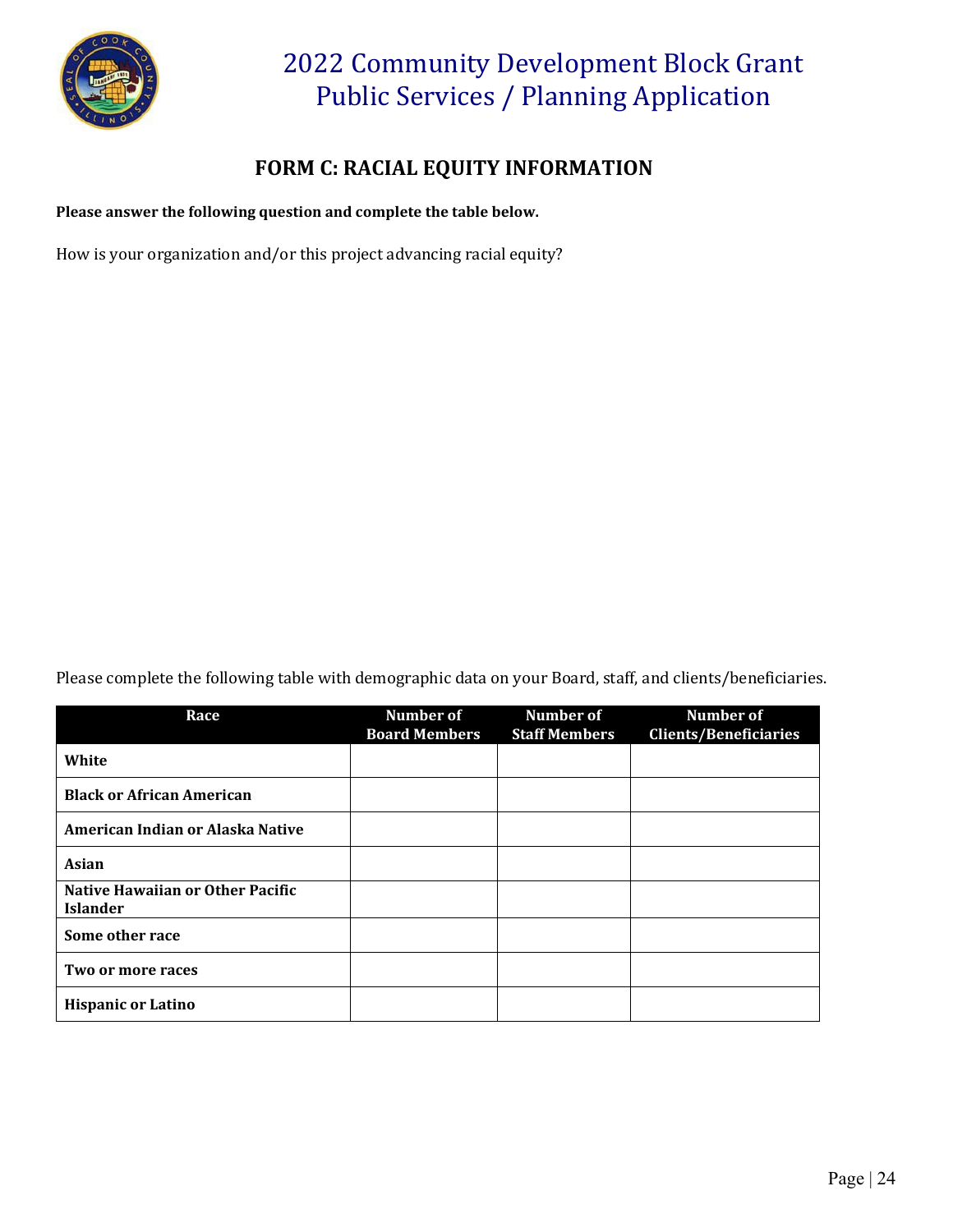# 2022 Community Development Block Grant Public Services / Planning Application

## FORM C: RACIAL EQUITY INFORMATION

**Please answer the following question and complete the table below.**

How is your organization and/or this project advancing racial equity?

Please complete the following table with demographic data on your Board, staff, and clients/beneficiaries.

| Race | Number of Board Members | Number of Staff Members | Number of Clients/Beneficiaries |
|---|---|---|---|
| **White** | | | |
| **Black or African American** | | | |
| **American Indian or Alaska Native** | | | |
| **Asian** | | | |
| **Native Hawaiian or Other Pacific Islander** | | | |
| **Some other race** | | | |
| **Two or more races** | | | |
| **Hispanic or Latino** | | | |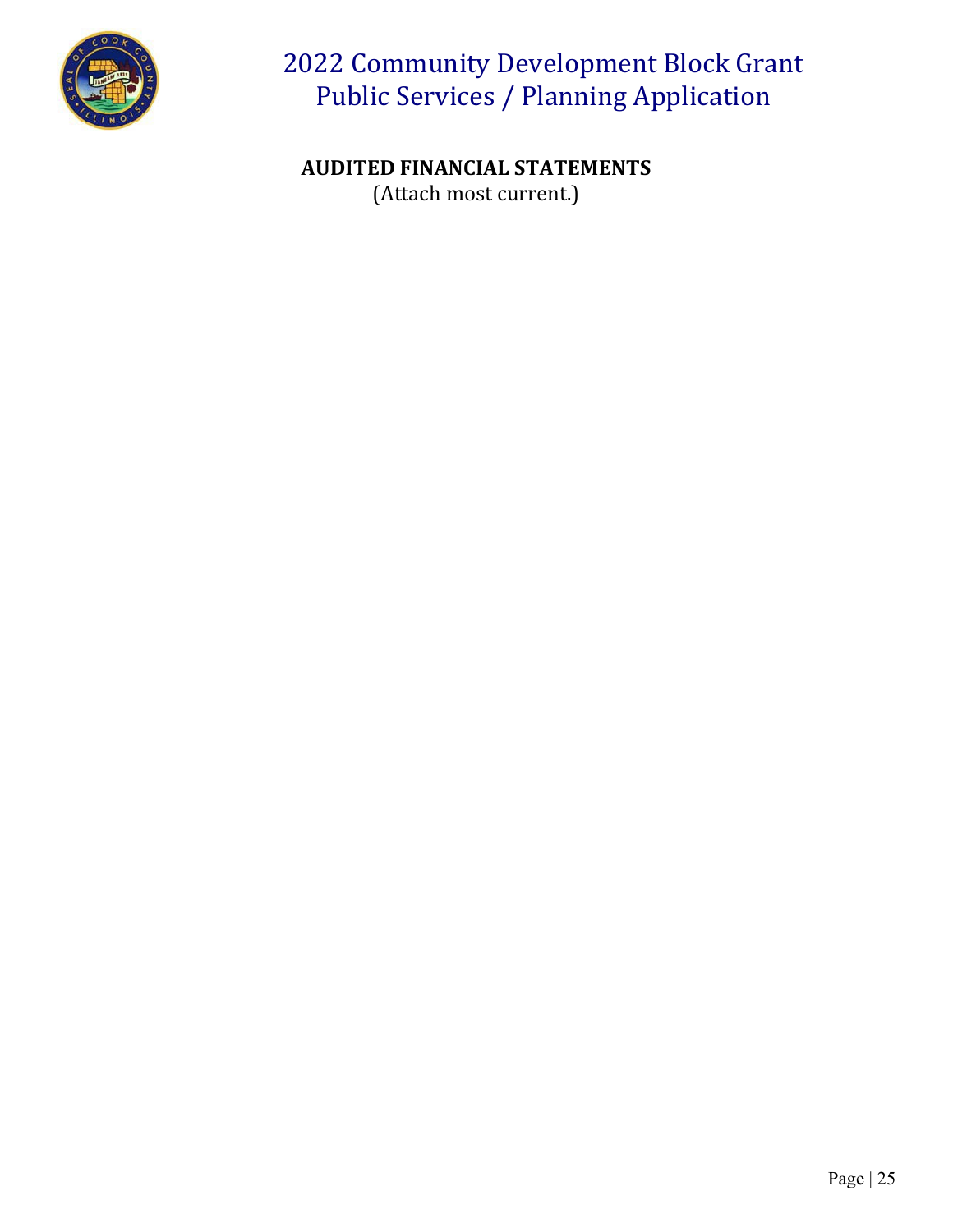**AUDITED FINANCIAL STATEMENTS**

(Attach most current.)